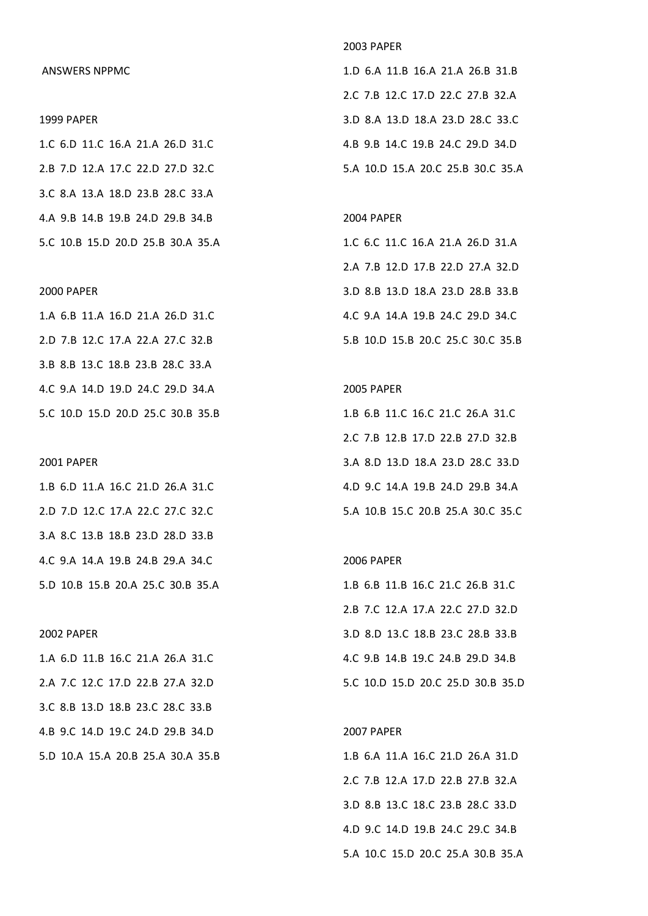ANSWERS NPPMC

1999 PAPER

1.C 6.D 11.C 16.A 21.A 26.D 31.C

2.B 7.D 12.A 17.C 22.D 27.D 32.C

3.C 8.A 13.A 18.D 23.B 28.C 33.A

4.A 9.B 14.B 19.B 24.D 29.B 34.B

5.C 10.B 15.D 20.D 25.B 30.A 35.A

2000 PAPER

1.A 6.B 11.A 16.D 21.A 26.D 31.C

2.D 7.B 12.C 17.A 22.A 27.C 32.B

3.B 8.B 13.C 18.B 23.B 28.C 33.A

4.C 9.A 14.D 19.D 24.C 29.D 34.A

5.C 10.D 15.D 20.D 25.C 30.B 35.B

2001 PAPER

1.B 6.D 11.A 16.C 21.D 26.A 31.C

2.D 7.D 12.C 17.A 22.C 27.C 32.C

3.A 8.C 13.B 18.B 23.D 28.D 33.B

4.C 9.A 14.A 19.B 24.B 29.A 34.C

5.D 10.B 15.B 20.A 25.C 30.B 35.A

2002 PAPER

1.A 6.D 11.B 16.C 21.A 26.A 31.C

2.A 7.C 12.C 17.D 22.B 27.A 32.D

3.C 8.B 13.D 18.B 23.C 28.C 33.B

4.B 9.C 14.D 19.C 24.D 29.B 34.D

5.D 10.A 15.A 20.B 25.A 30.A 35.B

2003 PAPER

1.D 6.A 11.B 16.A 21.A 26.B 31.B

2.C 7.B 12.C 17.D 22.C 27.B 32.A

3.D 8.A 13.D 18.A 23.D 28.C 33.C

4.B 9.B 14.C 19.B 24.C 29.D 34.D

5.A 10.D 15.A 20.C 25.B 30.C 35.A

2004 PAPER

1.C 6.C 11.C 16.A 21.A 26.D 31.A

2.A 7.B 12.D 17.B 22.D 27.A 32.D

3.D 8.B 13.D 18.A 23.D 28.B 33.B

4.C 9.A 14.A 19.B 24.C 29.D 34.C

5.B 10.D 15.B 20.C 25.C 30.C 35.B

2005 PAPER

1.B 6.B 11.C 16.C 21.C 26.A 31.C

2.C 7.B 12.B 17.D 22.B 27.D 32.B

3.A 8.D 13.D 18.A 23.D 28.C 33.D

4.D 9.C 14.A 19.B 24.D 29.B 34.A

5.A 10.B 15.C 20.B 25.A 30.C 35.C

2006 PAPER

1.B 6.B 11.B 16.C 21.C 26.B 31.C

2.B 7.C 12.A 17.A 22.C 27.D 32.D

3.D 8.D 13.C 18.B 23.C 28.B 33.B

4.C 9.B 14.B 19.C 24.B 29.D 34.B

5.C 10.D 15.D 20.C 25.D 30.B 35.D

2007 PAPER

1.B 6.A 11.A 16.C 21.D 26.A 31.D

2.C 7.B 12.A 17.D 22.B 27.B 32.A

3.D 8.B 13.C 18.C 23.B 28.C 33.D

4.D 9.C 14.D 19.B 24.C 29.C 34.B

5.A 10.C 15.D 20.C 25.A 30.B 35.A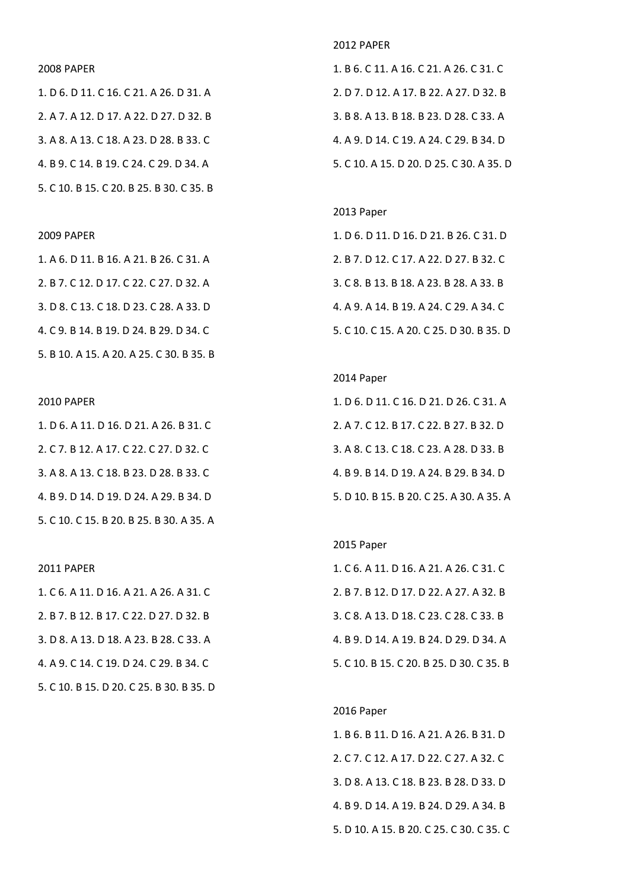## 2008 PAPER

1. D 6. D 11. C 16. C 21. A 26. D 31. A

2. A 7. A 12. D 17. A 22. D 27. D 32. B

3. A 8. A 13. C 18. A 23. D 28. B 33. C

4. B 9. C 14. B 19. C 24. C 29. D 34. A

5. C 10. B 15. C 20. B 25. B 30. C 35. B

## 2009 PAPER

1. A 6. D 11. B 16. A 21. B 26. C 31. A

2. B 7. C 12. D 17. C 22. C 27. D 32. A

3. D 8. C 13. C 18. D 23. C 28. A 33. D

4. C 9. B 14. B 19. D 24. B 29. D 34. C

5. B 10. A 15. A 20. A 25. C 30. B 35. B

## 2010 PAPER

1. D 6. A 11. D 16. D 21. A 26. B 31. C

2. C 7. B 12. A 17. C 22. C 27. D 32. C

3. A 8. A 13. C 18. B 23. D 28. B 33. C

4. B 9. D 14. D 19. D 24. A 29. B 34. D

5. C 10. C 15. B 20. B 25. B 30. A 35. A

## 2011 PAPER

1. C 6. A 11. D 16. A 21. A 26. A 31. C

2. B 7. B 12. B 17. C 22. D 27. D 32. B

3. D 8. A 13. D 18. A 23. B 28. C 33. A

4. A 9. C 14. C 19. D 24. C 29. B 34. C

5. C 10. B 15. D 20. C 25. B 30. B 35. D

## 2012 PAPER

1. B 6. C 11. A 16. C 21. A 26. C 31. C

2. D 7. D 12. A 17. B 22. A 27. D 32. B

3. B 8. A 13. B 18. B 23. D 28. C 33. A

4. A 9. D 14. C 19. A 24. C 29. B 34. D

5. C 10. A 15. D 20. D 25. C 30. A 35. D

## 2013 Paper

1. D 6. D 11. D 16. D 21. B 26. C 31. D

2. B 7. D 12. C 17. A 22. D 27. B 32. C

3. C 8. B 13. B 18. A 23. B 28. A 33. B

4. A 9. A 14. B 19. A 24. C 29. A 34. C

5. C 10. C 15. A 20. C 25. D 30. B 35. D

## 2014 Paper

1. D 6. D 11. C 16. D 21. D 26. C 31. A

2. A 7. C 12. B 17. C 22. B 27. B 32. D

3. A 8. C 13. C 18. C 23. A 28. D 33. B

4. B 9. B 14. D 19. A 24. B 29. B 34. D

5. D 10. B 15. B 20. C 25. A 30. A 35. A

## 2015 Paper

1. C 6. A 11. D 16. A 21. A 26. C 31. C

2. B 7. B 12. D 17. D 22. A 27. A 32. B

3. C 8. A 13. D 18. C 23. C 28. C 33. B

4. B 9. D 14. A 19. B 24. D 29. D 34. A

5. C 10. B 15. C 20. B 25. D 30. C 35. B

## 2016 Paper

1. B 6. B 11. D 16. A 21. A 26. B 31. D

2. C 7. C 12. A 17. D 22. C 27. A 32. C

3. D 8. A 13. C 18. B 23. B 28. D 33. D

4. B 9. D 14. A 19. B 24. D 29. A 34. B

5. D 10. A 15. B 20. C 25. C 30. C 35. C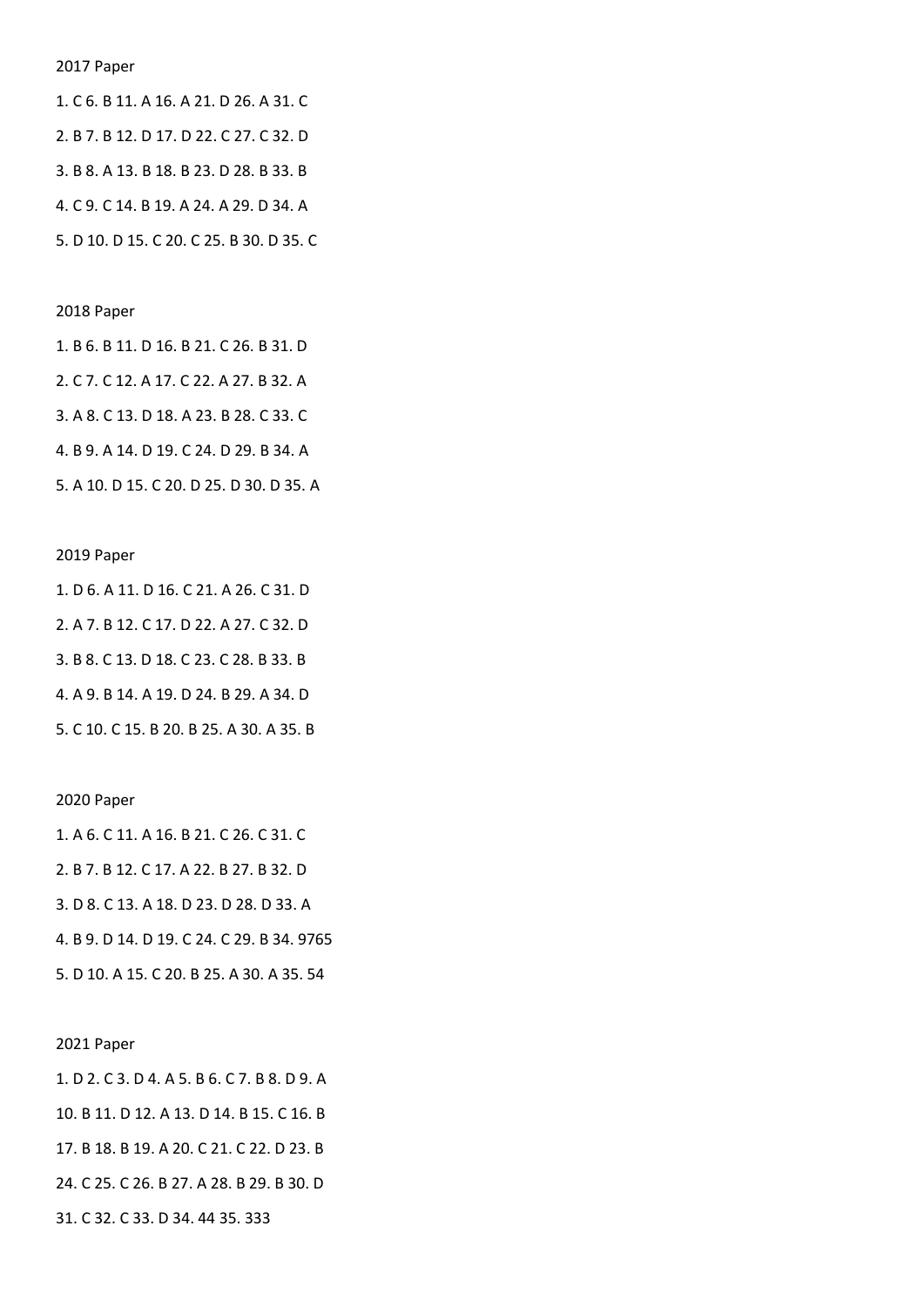2017 Paper

1. C 6. B 11. A 16. A 21. D 26. A 31. C

2. B 7. B 12. D 17. D 22. C 27. C 32. D

3. B 8. A 13. B 18. B 23. D 28. B 33. B

4. C 9. C 14. B 19. A 24. A 29. D 34. A

5. D 10. D 15. C 20. C 25. B 30. D 35. C

2018 Paper

1. B 6. B 11. D 16. B 21. C 26. B 31. D

2. C 7. C 12. A 17. C 22. A 27. B 32. A

3. A 8. C 13. D 18. A 23. B 28. C 33. C

4. B 9. A 14. D 19. C 24. D 29. B 34. A

5. A 10. D 15. C 20. D 25. D 30. D 35. A

2019 Paper

1. D 6. A 11. D 16. C 21. A 26. C 31. D

2. A 7. B 12. C 17. D 22. A 27. C 32. D

3. B 8. C 13. D 18. C 23. C 28. B 33. B

4. A 9. B 14. A 19. D 24. B 29. A 34. D

5. C 10. C 15. B 20. B 25. A 30. A 35. B

2020 Paper

1. A 6. C 11. A 16. B 21. C 26. C 31. C

2. B 7. B 12. C 17. A 22. B 27. B 32. D

3. D 8. C 13. A 18. D 23. D 28. D 33. A

4. B 9. D 14. D 19. C 24. C 29. B 34. 9765

5. D 10. A 15. C 20. B 25. A 30. A 35. 54

2021 Paper

1. D 2. C 3. D 4. A 5. B 6. C 7. B 8. D 9. A

10. B 11. D 12. A 13. D 14. B 15. C 16. B

17. B 18. B 19. A 20. C 21. C 22. D 23. B

24. C 25. C 26. B 27. A 28. B 29. B 30. D

31. C 32. C 33. D 34. 44 35. 333